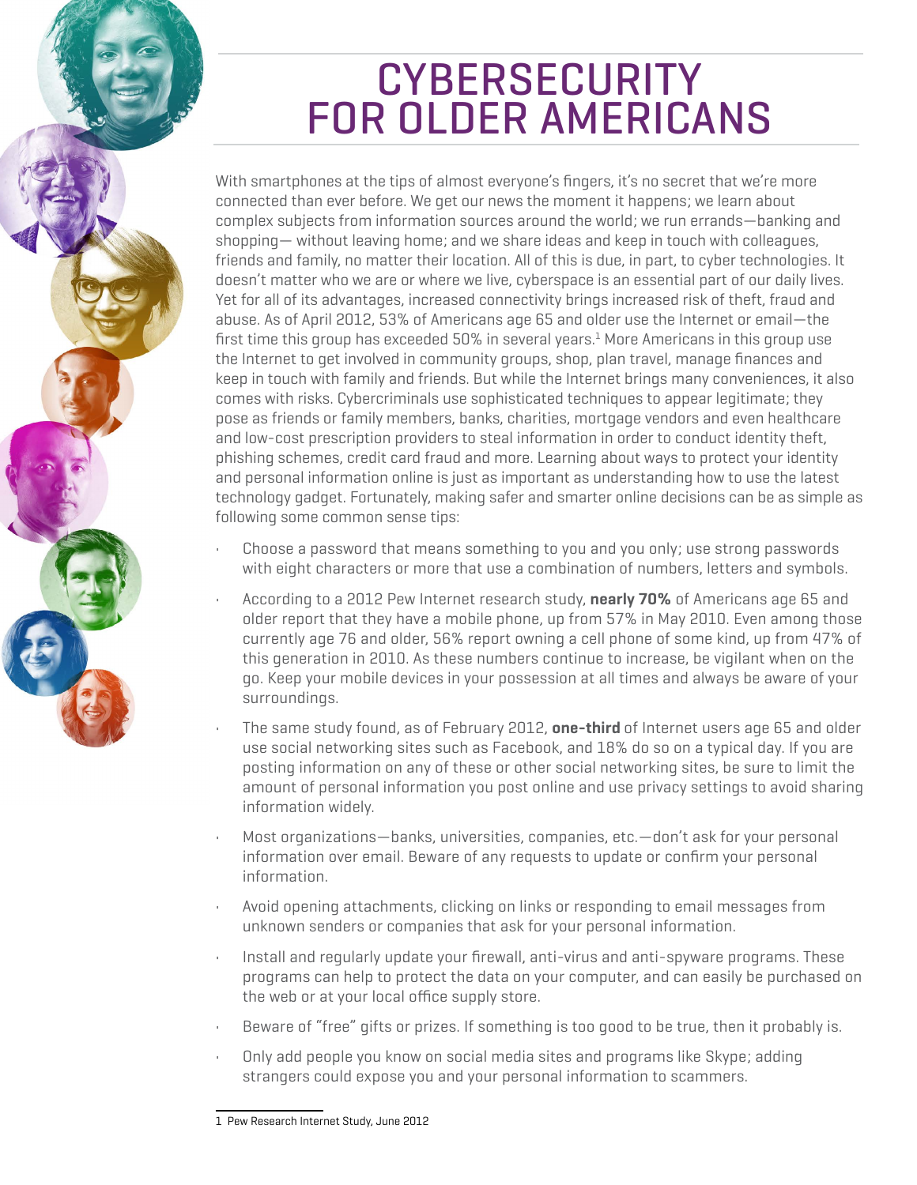# CYBERSECURITY FOR OLDER AMERICANS

With smartphones at the tips of almost everyone's fingers, it's no secret that we're more connected than ever before. We get our news the moment it happens; we learn about complex subjects from information sources around the world; we run errands—banking and shopping— without leaving home; and we share ideas and keep in touch with colleagues, friends and family, no matter their location. All of this is due, in part, to cyber technologies. It doesn't matter who we are or where we live, cyberspace is an essential part of our daily lives. Yet for all of its advantages, increased connectivity brings increased risk of theft, fraud and abuse. As of April 2012, 53% of Americans age 65 and older use the Internet or email—the first time this group has exceeded 50% in several years.[1] More Americans in this group use the Internet to get involved in community groups, shop, plan travel, manage finances and keep in touch with family and friends. But while the Internet brings many conveniences, it also comes with risks. Cybercriminals use sophisticated techniques to appear legitimate; they pose as friends or family members, banks, charities, mortgage vendors and even healthcare and low-cost prescription providers to steal information in order to conduct identity theft, phishing schemes, credit card fraud and more. Learning about ways to protect your identity and personal information online is just as important as understanding how to use the latest technology gadget. Fortunately, making safer and smarter online decisions can be as simple as following some common sense tips:

- Choose a password that means something to you and you only; use strong passwords with eight characters or more that use a combination of numbers, letters and symbols.
- According to a 2012 Pew Internet research study, **nearly 70%** of Americans age 65 and older report that they have a mobile phone, up from 57% in May 2010. Even among those currently age 76 and older, 56% report owning a cell phone of some kind, up from 47% of this generation in 2010. As these numbers continue to increase, be vigilant when on the go. Keep your mobile devices in your possession at all times and always be aware of your surroundings.
- The same study found, as of February 2012, **one-third** of Internet users age 65 and older use social networking sites such as Facebook, and 18% do so on a typical day. If you are posting information on any of these or other social networking sites, be sure to limit the amount of personal information you post online and use privacy settings to avoid sharing information widely.
- Most organizations—banks, universities, companies, etc.—don't ask for your personal information over email. Beware of any requests to update or confirm your personal information.
- Avoid opening attachments, clicking on links or responding to email messages from unknown senders or companies that ask for your personal information.
- Install and regularly update your firewall, anti-virus and anti-spyware programs. These programs can help to protect the data on your computer, and can easily be purchased on the web or at your local office supply store.
- Beware of "free" gifts or prizes. If something is too good to be true, then it probably is.
- Only add people you know on social media sites and programs like Skype; adding strangers could expose you and your personal information to scammers.

1 Pew Research Internet Study, June 2012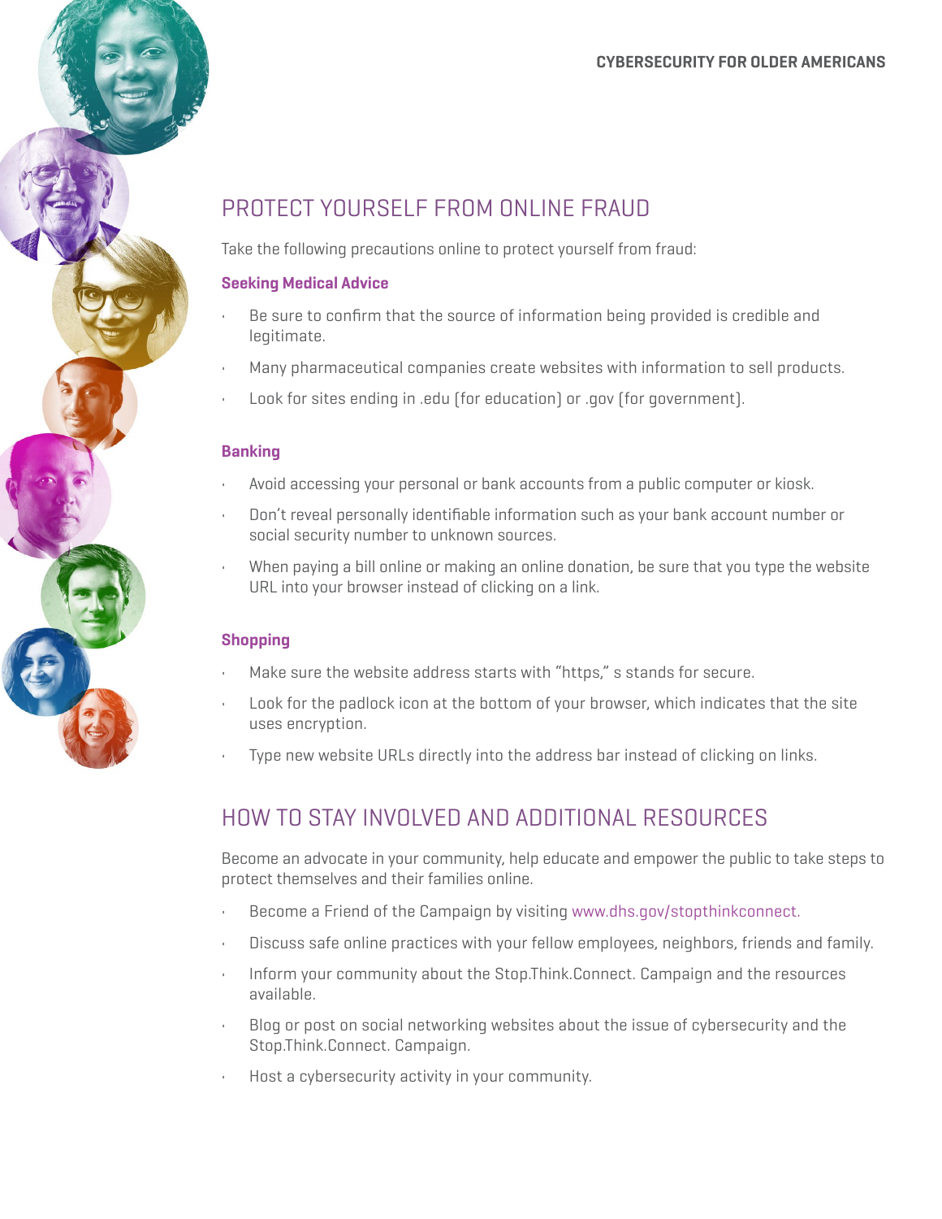## PROTECT YOURSELF FROM ONLINE FRAUD

Take the following precautions online to protect yourself from fraud:

### Seeking Medical Advice

- Be sure to confirm that the source of information being provided is credible and legitimate.
- Many pharmaceutical companies create websites with information to sell products.
- Look for sites ending in .edu (for education) or .gov (for government).

### Banking

- Avoid accessing your personal or bank accounts from a public computer or kiosk.
- Don't reveal personally identifiable information such as your bank account number or social security number to unknown sources.
- When paying a bill online or making an online donation, be sure that you type the website URL into your browser instead of clicking on a link.

### Shopping

- Make sure the website address starts with "https," s stands for secure.
- Look for the padlock icon at the bottom of your browser, which indicates that the site uses encryption.
- Type new website URLs directly into the address bar instead of clicking on links.

## HOW TO STAY INVOLVED AND ADDITIONAL RESOURCES

Become an advocate in your community, help educate and empower the public to take steps to protect themselves and their families online.

- Become a Friend of the Campaign by visiting www.dhs.gov/stopthinkconnect.
- Discuss safe online practices with your fellow employees, neighbors, friends and family.
- Inform your community about the Stop.Think.Connect. Campaign and the resources available.
- Blog or post on social networking websites about the issue of cybersecurity and the Stop.Think.Connect. Campaign.
- Host a cybersecurity activity in your community.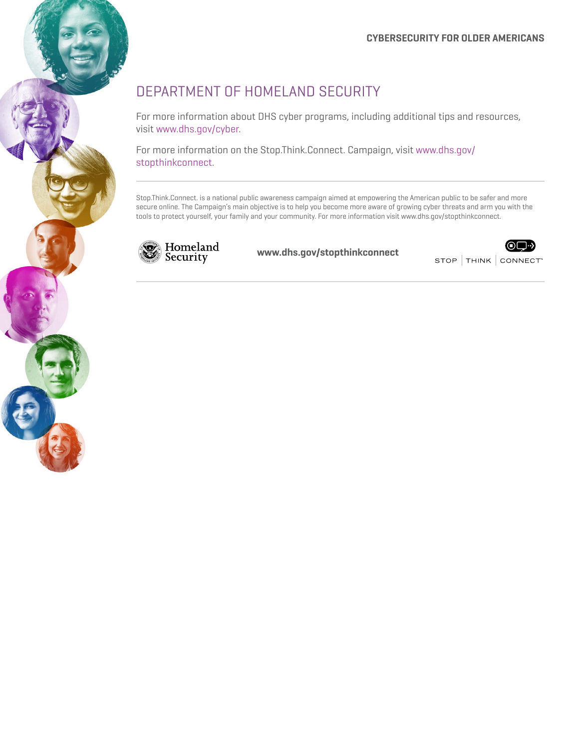# DEPARTMENT OF HOMELAND SECURITY

For more information about DHS cyber programs, including additional tips and resources, visit www.dhs.gov/cyber.

For more information on the Stop.Think.Connect. Campaign, visit www.dhs.gov/stopthinkconnect.

Stop.Think.Connect. is a national public awareness campaign aimed at empowering the American public to be safer and more secure online. The Campaign's main objective is to help you become more aware of growing cyber threats and arm you with the tools to protect yourself, your family and your community. For more information visit www.dhs.gov/stopthinkconnect.

Homeland Security

**www.dhs.gov/stopthinkconnect**

STOP | THINK | CONNECT